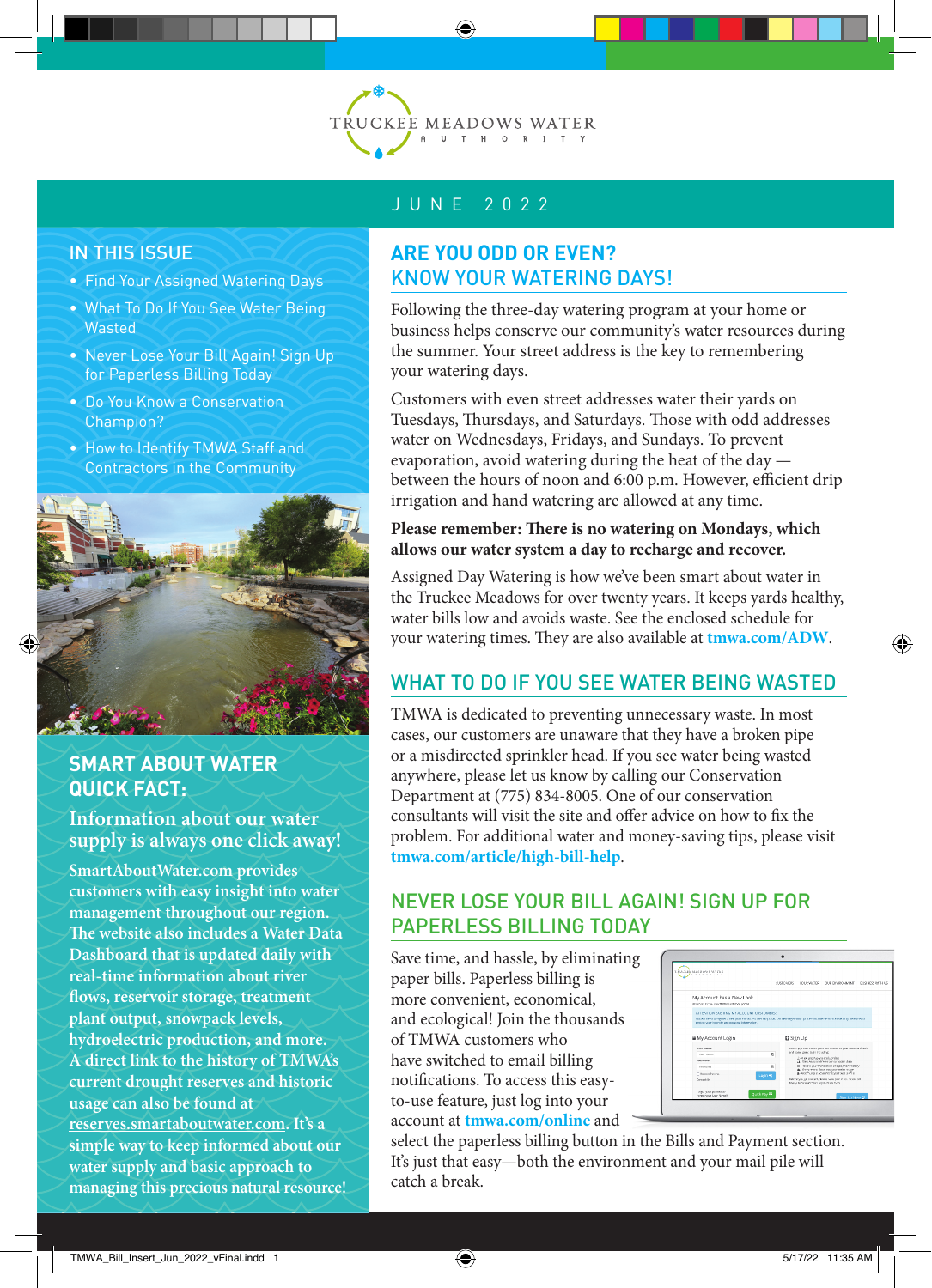TRUCKEE MEADOWS WATER AUTHORITY

JUNE 2022

## IN THIS ISSUE

- Find Your Assigned Watering Days
- What To Do If You See Water Being Wasted
- Never Lose Your Bill Again! Sign Up for Paperless Billing Today
- Do You Know a Conservation Champion?
- How to Identify TMWA Staff and Contractors in the Community

## SMART ABOUT WATER QUICK FACT:

**Information about our water supply is always one click away!**

**SmartAboutWater.com provides customers with easy insight into water management throughout our region. The website also includes a Water Data Dashboard that is updated daily with real-time information about river flows, reservoir storage, treatment plant output, snowpack levels, hydroelectric production, and more. A direct link to the history of TMWA's current drought reserves and historic usage can also be found at reserves.smartaboutwater.com. It's a simple way to keep informed about our water supply and basic approach to managing this precious natural resource!**

## ARE YOU ODD OR EVEN? KNOW YOUR WATERING DAYS!

Following the three-day watering program at your home or business helps conserve our community's water resources during the summer. Your street address is the key to remembering your watering days.

Customers with even street addresses water their yards on Tuesdays, Thursdays, and Saturdays. Those with odd addresses water on Wednesdays, Fridays, and Sundays. To prevent evaporation, avoid watering during the heat of the day — between the hours of noon and 6:00 p.m. However, efficient drip irrigation and hand watering are allowed at any time.

**Please remember: There is no watering on Mondays, which allows our water system a day to recharge and recover.**

Assigned Day Watering is how we've been smart about water in the Truckee Meadows for over twenty years. It keeps yards healthy, water bills low and avoids waste. See the enclosed schedule for your watering times. They are also available at **tmwa.com/ADW**.

## WHAT TO DO IF YOU SEE WATER BEING WASTED

TMWA is dedicated to preventing unnecessary waste. In most cases, our customers are unaware that they have a broken pipe or a misdirected sprinkler head. If you see water being wasted anywhere, please let us know by calling our Conservation Department at (775) 834-8005. One of our conservation consultants will visit the site and offer advice on how to fix the problem. For additional water and money-saving tips, please visit **tmwa.com/article/high-bill-help**.

## NEVER LOSE YOUR BILL AGAIN! SIGN UP FOR PAPERLESS BILLING TODAY

Save time, and hassle, by eliminating paper bills. Paperless billing is more convenient, economical, and ecological! Join the thousands of TMWA customers who have switched to email billing notifications. To access this easy-to-use feature, just log into your account at **tmwa.com/online** and select the paperless billing button in the Bills and Payment section. It's just that easy—both the environment and your mail pile will catch a break.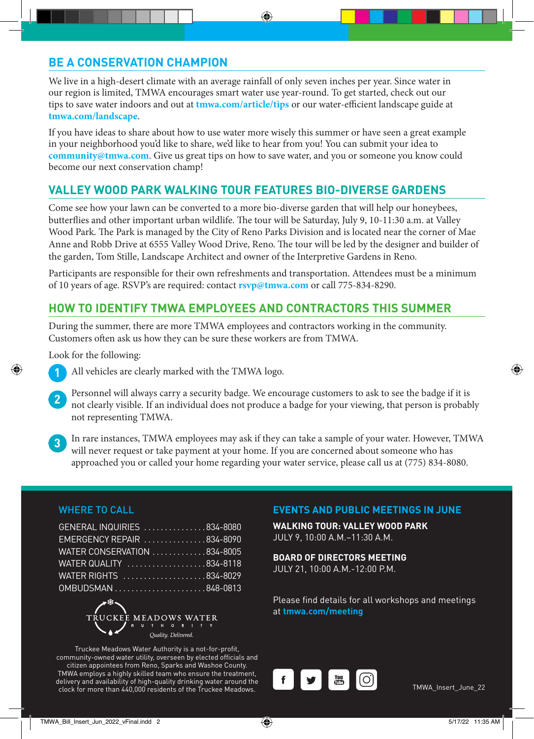## BE A CONSERVATION CHAMPION

We live in a high-desert climate with an average rainfall of only seven inches per year. Since water in our region is limited, TMWA encourages smart water use year-round. To get started, check out our tips to save water indoors and out at **tmwa.com/article/tips** or our water-efficient landscape guide at **tmwa.com/landscape**.

If you have ideas to share about how to use water more wisely this summer or have seen a great example in your neighborhood you'd like to share, we'd like to hear from you! You can submit your idea to **community@tmwa.com**. Give us great tips on how to save water, and you or someone you know could become our next conservation champ!

## VALLEY WOOD PARK WALKING TOUR FEATURES BIO-DIVERSE GARDENS

Come see how your lawn can be converted to a more bio-diverse garden that will help our honeybees, butterflies and other important urban wildlife. The tour will be Saturday, July 9, 10-11:30 a.m. at Valley Wood Park. The Park is managed by the City of Reno Parks Division and is located near the corner of Mae Anne and Robb Drive at 6555 Valley Wood Drive, Reno. The tour will be led by the designer and builder of the garden, Tom Stille, Landscape Architect and owner of the Interpretive Gardens in Reno.

Participants are responsible for their own refreshments and transportation. Attendees must be a minimum of 10 years of age. RSVP's are required: contact **rsvp@tmwa.com** or call 775-834-8290.

## HOW TO IDENTIFY TMWA EMPLOYEES AND CONTRACTORS THIS SUMMER

During the summer, there are more TMWA employees and contractors working in the community. Customers often ask us how they can be sure these workers are from TMWA.

Look for the following:

1. All vehicles are clearly marked with the TMWA logo.
2. Personnel will always carry a security badge. We encourage customers to ask to see the badge if it is not clearly visible. If an individual does not produce a badge for your viewing, that person is probably not representing TMWA.
3. In rare instances, TMWA employees may ask if they can take a sample of your water. However, TMWA will never request or take payment at your home. If you are concerned about someone who has approached you or called your home regarding your water service, please call us at (775) 834-8080.

### WHERE TO CALL

| | |
|---|---|
| GENERAL INQUIRIES | 834-8080 |
| EMERGENCY REPAIR | 834-8090 |
| WATER CONSERVATION | 834-8005 |
| WATER QUALITY | 834-8118 |
| WATER RIGHTS | 834-8029 |
| OMBUDSMAN | 848-0813 |

TRUCKEE MEADOWS WATER AUTHORITY

*Quality. Delivered.*

Truckee Meadows Water Authority is a not-for-profit, community-owned water utility, overseen by elected officials and citizen appointees from Reno, Sparks and Washoe County. TMWA employs a highly skilled team who ensure the treatment, delivery and availability of high-quality drinking water around the clock for more than 440,000 residents of the Truckee Meadows.

### EVENTS AND PUBLIC MEETINGS IN JUNE

**WALKING TOUR: VALLEY WOOD PARK**
JULY 9, 10:00 A.M.–11:30 A.M.

**BOARD OF DIRECTORS MEETING**
JULY 21, 10:00 A.M.-12:00 P.M.

Please find details for all workshops and meetings at **tmwa.com/meeting**

TMWA_Insert_June_22